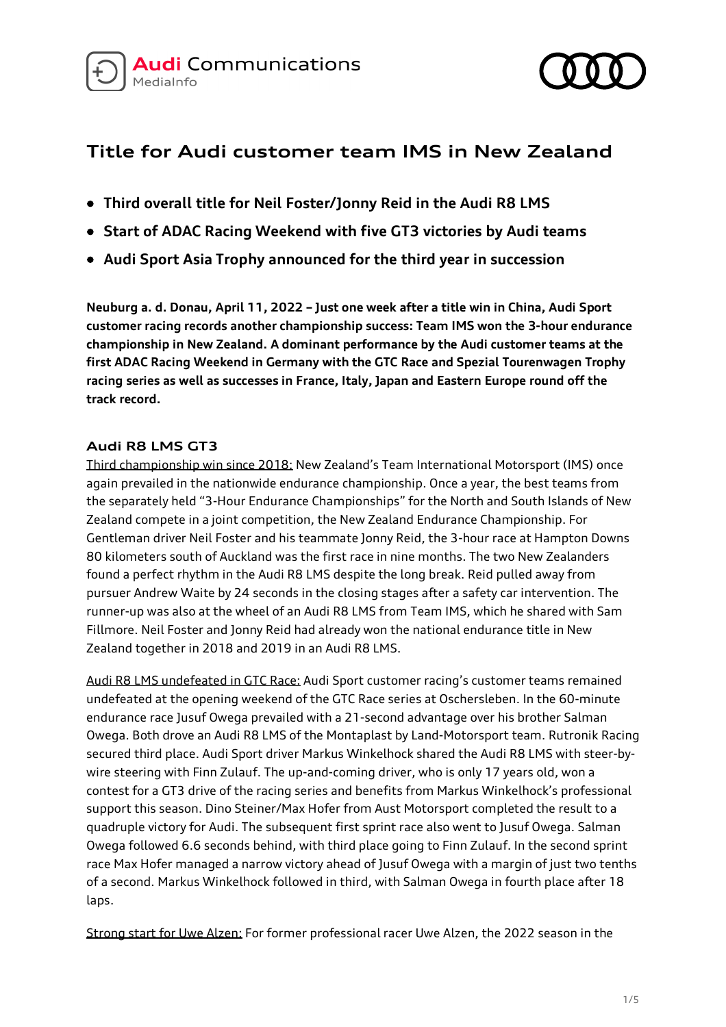# Title for Audi customer team IMS in New Zealand

- **Third overall title for Neil Foster/Jonny Reid in the Audi R8 LMS**
- **Start of ADAC Racing Weekend with five GT3 victories by Audi teams**
- **Audi Sport Asia Trophy announced for the third year in succession**

**Neuburg a. d. Donau, April 11, 2022 – Just one week after a title win in China, Audi Sport customer racing records another championship success: Team IMS won the 3-hour endurance championship in New Zealand. A dominant performance by the Audi customer teams at the first ADAC Racing Weekend in Germany with the GTC Race and Spezial Tourenwagen Trophy racing series as well as successes in France, Italy, Japan and Eastern Europe round off the track record.**

## Audi R8 LMS GT3

Third championship win since 2018: New Zealand's Team International Motorsport (IMS) once again prevailed in the nationwide endurance championship. Once a year, the best teams from the separately held "3-Hour Endurance Championships" for the North and South Islands of New Zealand compete in a joint competition, the New Zealand Endurance Championship. For Gentleman driver Neil Foster and his teammate Jonny Reid, the 3-hour race at Hampton Downs 80 kilometers south of Auckland was the first race in nine months. The two New Zealanders found a perfect rhythm in the Audi R8 LMS despite the long break. Reid pulled away from pursuer Andrew Waite by 24 seconds in the closing stages after a safety car intervention. The runner-up was also at the wheel of an Audi R8 LMS from Team IMS, which he shared with Sam Fillmore. Neil Foster and Jonny Reid had already won the national endurance title in New Zealand together in 2018 and 2019 in an Audi R8 LMS.

Audi R8 LMS undefeated in GTC Race: Audi Sport customer racing's customer teams remained undefeated at the opening weekend of the GTC Race series at Oschersleben. In the 60-minute endurance race Jusuf Owega prevailed with a 21-second advantage over his brother Salman Owega. Both drove an Audi R8 LMS of the Montaplast by Land-Motorsport team. Rutronik Racing secured third place. Audi Sport driver Markus Winkelhock shared the Audi R8 LMS with steer-by-wire steering with Finn Zulauf. The up-and-coming driver, who is only 17 years old, won a contest for a GT3 drive of the racing series and benefits from Markus Winkelhock's professional support this season. Dino Steiner/Max Hofer from Aust Motorsport completed the result to a quadruple victory for Audi. The subsequent first sprint race also went to Jusuf Owega. Salman Owega followed 6.6 seconds behind, with third place going to Finn Zulauf. In the second sprint race Max Hofer managed a narrow victory ahead of Jusuf Owega with a margin of just two tenths of a second. Markus Winkelhock followed in third, with Salman Owega in fourth place after 18 laps.

Strong start for Uwe Alzen: For former professional racer Uwe Alzen, the 2022 season in the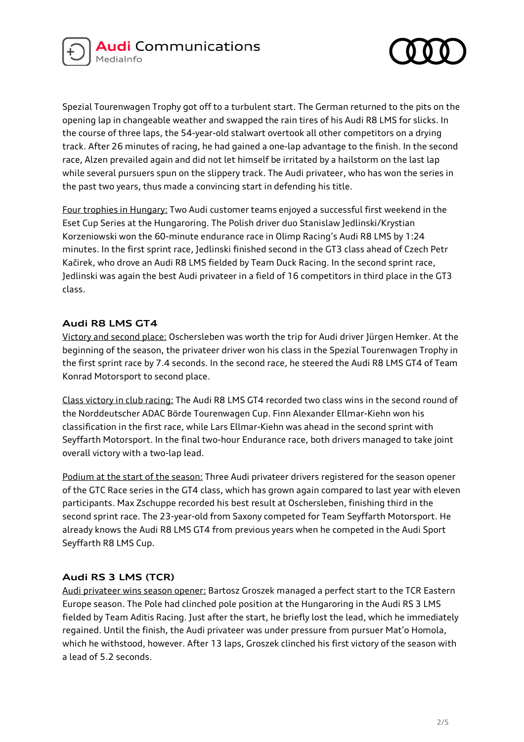Spezial Tourenwagen Trophy got off to a turbulent start. The German returned to the pits on the opening lap in changeable weather and swapped the rain tires of his Audi R8 LMS for slicks. In the course of three laps, the 54-year-old stalwart overtook all other competitors on a drying track. After 26 minutes of racing, he had gained a one-lap advantage to the finish. In the second race, Alzen prevailed again and did not let himself be irritated by a hailstorm on the last lap while several pursuers spun on the slippery track. The Audi privateer, who has won the series in the past two years, thus made a convincing start in defending his title.

Four trophies in Hungary: Two Audi customer teams enjoyed a successful first weekend in the Eset Cup Series at the Hungaroring. The Polish driver duo Stanislaw Jedlinski/Krystian Korzeniowski won the 60-minute endurance race in Olimp Racing's Audi R8 LMS by 1:24 minutes. In the first sprint race, Jedlinski finished second in the GT3 class ahead of Czech Petr Kačirek, who drove an Audi R8 LMS fielded by Team Duck Racing. In the second sprint race, Jedlinski was again the best Audi privateer in a field of 16 competitors in third place in the GT3 class.

### Audi R8 LMS GT4

Victory and second place: Oschersleben was worth the trip for Audi driver Jürgen Hemker. At the beginning of the season, the privateer driver won his class in the Spezial Tourenwagen Trophy in the first sprint race by 7.4 seconds. In the second race, he steered the Audi R8 LMS GT4 of Team Konrad Motorsport to second place.

Class victory in club racing: The Audi R8 LMS GT4 recorded two class wins in the second round of the Norddeutscher ADAC Börde Tourenwagen Cup. Finn Alexander Ellmar-Kiehn won his classification in the first race, while Lars Ellmar-Kiehn was ahead in the second sprint with Seyffarth Motorsport. In the final two-hour Endurance race, both drivers managed to take joint overall victory with a two-lap lead.

Podium at the start of the season: Three Audi privateer drivers registered for the season opener of the GTC Race series in the GT4 class, which has grown again compared to last year with eleven participants. Max Zschuppe recorded his best result at Oschersleben, finishing third in the second sprint race. The 23-year-old from Saxony competed for Team Seyffarth Motorsport. He already knows the Audi R8 LMS GT4 from previous years when he competed in the Audi Sport Seyffarth R8 LMS Cup.

### Audi RS 3 LMS (TCR)

Audi privateer wins season opener: Bartosz Groszek managed a perfect start to the TCR Eastern Europe season. The Pole had clinched pole position at the Hungaroring in the Audi RS 3 LMS fielded by Team Aditis Racing. Just after the start, he briefly lost the lead, which he immediately regained. Until the finish, the Audi privateer was under pressure from pursuer Mat'o Homola, which he withstood, however. After 13 laps, Groszek clinched his first victory of the season with a lead of 5.2 seconds.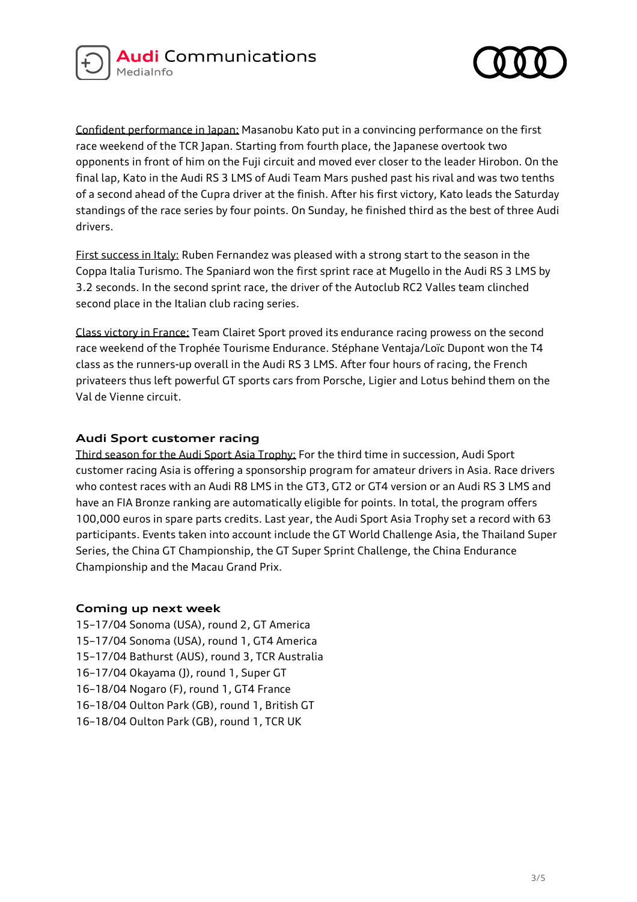Confident performance in Japan: Masanobu Kato put in a convincing performance on the first race weekend of the TCR Japan. Starting from fourth place, the Japanese overtook two opponents in front of him on the Fuji circuit and moved ever closer to the leader Hirobon. On the final lap, Kato in the Audi RS 3 LMS of Audi Team Mars pushed past his rival and was two tenths of a second ahead of the Cupra driver at the finish. After his first victory, Kato leads the Saturday standings of the race series by four points. On Sunday, he finished third as the best of three Audi drivers.

First success in Italy: Ruben Fernandez was pleased with a strong start to the season in the Coppa Italia Turismo. The Spaniard won the first sprint race at Mugello in the Audi RS 3 LMS by 3.2 seconds. In the second sprint race, the driver of the Autoclub RC2 Valles team clinched second place in the Italian club racing series.

Class victory in France: Team Clairet Sport proved its endurance racing prowess on the second race weekend of the Trophée Tourisme Endurance. Stéphane Ventaja/Loïc Dupont won the T4 class as the runners-up overall in the Audi RS 3 LMS. After four hours of racing, the French privateers thus left powerful GT sports cars from Porsche, Ligier and Lotus behind them on the Val de Vienne circuit.

## Audi Sport customer racing

Third season for the Audi Sport Asia Trophy: For the third time in succession, Audi Sport customer racing Asia is offering a sponsorship program for amateur drivers in Asia. Race drivers who contest races with an Audi R8 LMS in the GT3, GT2 or GT4 version or an Audi RS 3 LMS and have an FIA Bronze ranking are automatically eligible for points. In total, the program offers 100,000 euros in spare parts credits. Last year, the Audi Sport Asia Trophy set a record with 63 participants. Events taken into account include the GT World Challenge Asia, the Thailand Super Series, the China GT Championship, the GT Super Sprint Challenge, the China Endurance Championship and the Macau Grand Prix.

## Coming up next week

15–17/04 Sonoma (USA), round 2, GT America
15–17/04 Sonoma (USA), round 1, GT4 America
15–17/04 Bathurst (AUS), round 3, TCR Australia
16–17/04 Okayama (J), round 1, Super GT
16–18/04 Nogaro (F), round 1, GT4 France
16–18/04 Oulton Park (GB), round 1, British GT
16–18/04 Oulton Park (GB), round 1, TCR UK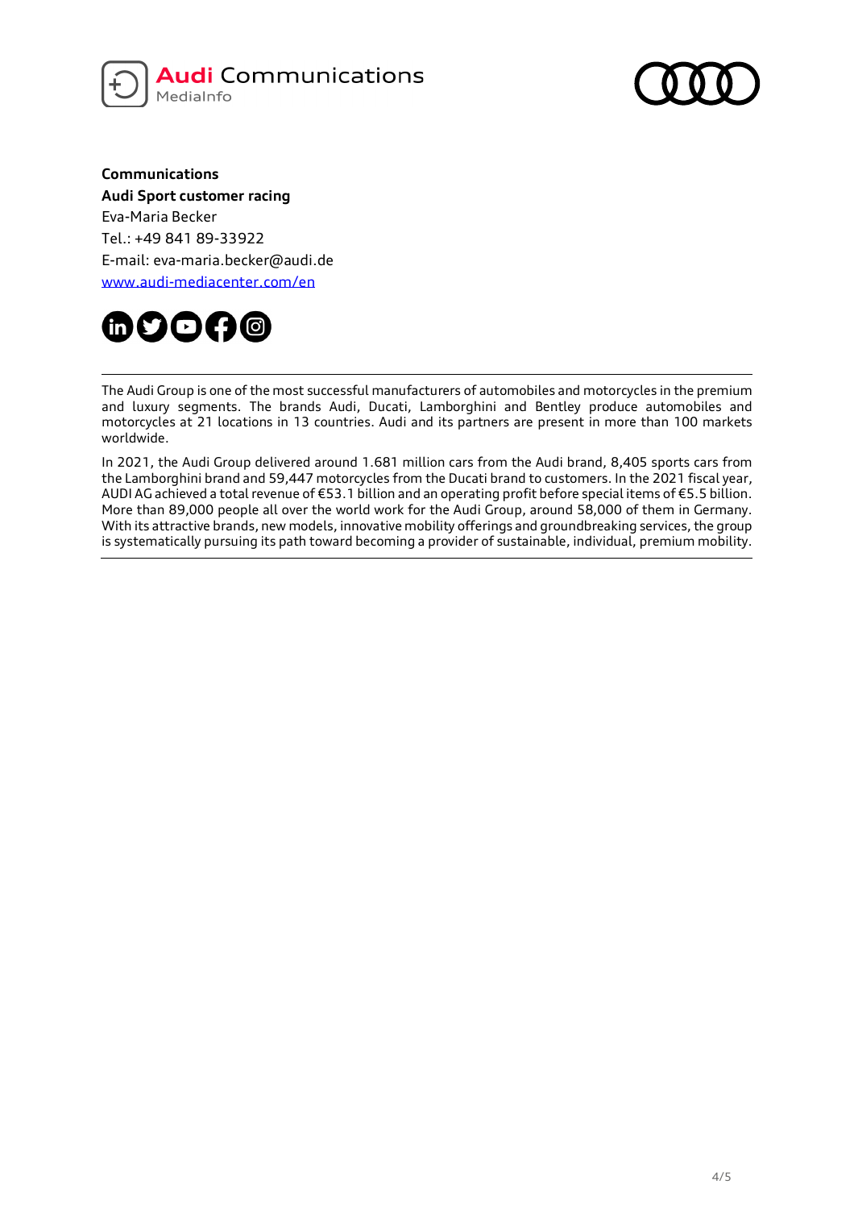**Communications**
**Audi Sport customer racing**
Eva-Maria Becker
Tel.: +49 841 89-33922
E-mail: eva-maria.becker@audi.de
[www.audi-mediacenter.com/en](http://www.audi-mediacenter.com/en)

---

The Audi Group is one of the most successful manufacturers of automobiles and motorcycles in the premium and luxury segments. The brands Audi, Ducati, Lamborghini and Bentley produce automobiles and motorcycles at 21 locations in 13 countries. Audi and its partners are present in more than 100 markets worldwide.

In 2021, the Audi Group delivered around 1.681 million cars from the Audi brand, 8,405 sports cars from the Lamborghini brand and 59,447 motorcycles from the Ducati brand to customers. In the 2021 fiscal year, AUDI AG achieved a total revenue of €53.1 billion and an operating profit before special items of €5.5 billion. More than 89,000 people all over the world work for the Audi Group, around 58,000 of them in Germany. With its attractive brands, new models, innovative mobility offerings and groundbreaking services, the group is systematically pursuing its path toward becoming a provider of sustainable, individual, premium mobility.

---